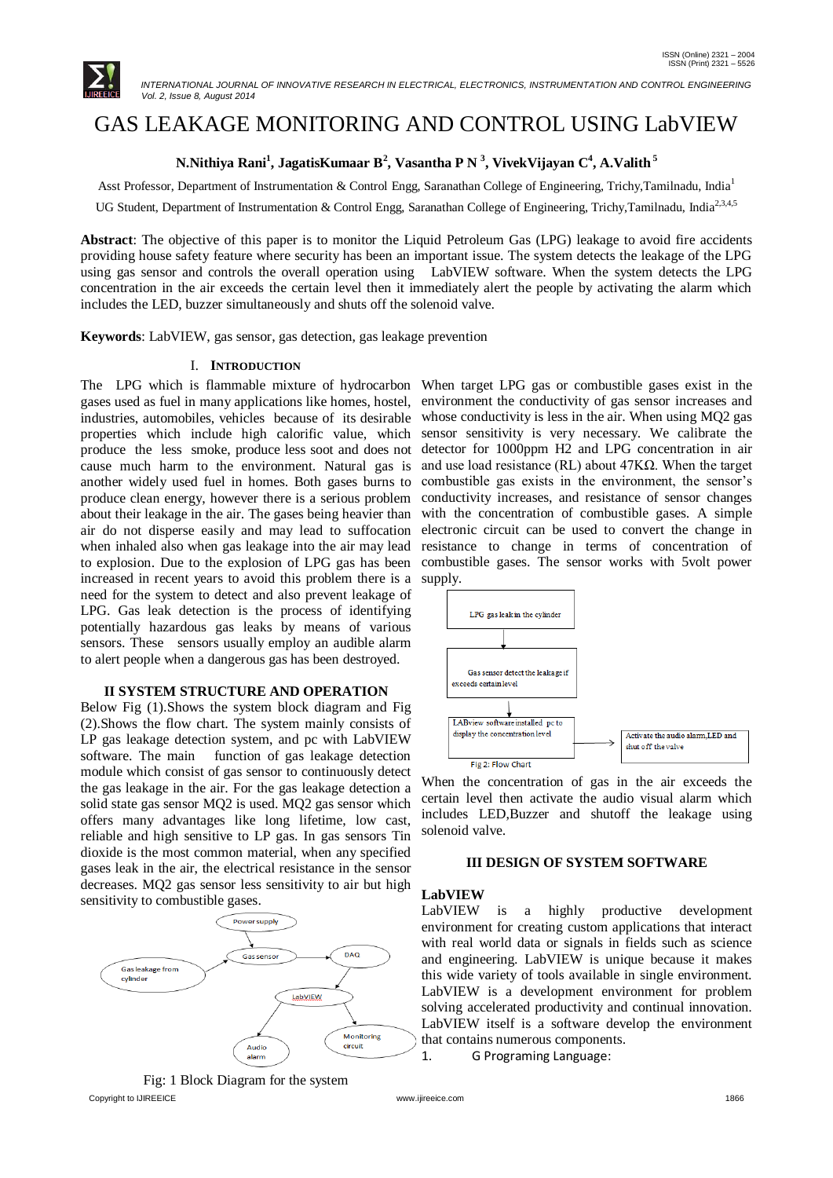# GAS LEAKAGE MONITORING AND CONTROL USING LabVIEW

**N.Nithiya Rani[1], JagatisKumaar B[2], Vasantha P N [3], VivekVijayan C[4], A.Valith[5]**

Asst Professor, Department of Instrumentation & Control Engg, Saranathan College of Engineering, Trichy,Tamilnadu, India[1]

UG Student, Department of Instrumentation & Control Engg, Saranathan College of Engineering, Trichy,Tamilnadu, India[2,3,4,5]

**Abstract**: The objective of this paper is to monitor the Liquid Petroleum Gas (LPG) leakage to avoid fire accidents providing house safety feature where security has been an important issue. The system detects the leakage of the LPG using gas sensor and controls the overall operation using LabVIEW software. When the system detects the LPG concentration in the air exceeds the certain level then it immediately alert the people by activating the alarm which includes the LED, buzzer simultaneously and shuts off the solenoid valve.

**Keywords**: LabVIEW, gas sensor, gas detection, gas leakage prevention

## I. INTRODUCTION

The LPG which is flammable mixture of hydrocarbon gases used as fuel in many applications like homes, hostel, industries, automobiles, vehicles because of its desirable properties which include high calorific value, which produce the less smoke, produce less soot and does not cause much harm to the environment. Natural gas is another widely used fuel in homes. Both gases burns to produce clean energy, however there is a serious problem about their leakage in the air. The gases being heavier than air do not disperse easily and may lead to suffocation when inhaled also when gas leakage into the air may lead to explosion. Due to the explosion of LPG gas has been increased in recent years to avoid this problem there is a need for the system to detect and also prevent leakage of LPG. Gas leak detection is the process of identifying potentially hazardous gas leaks by means of various sensors. These sensors usually employ an audible alarm to alert people when a dangerous gas has been destroyed.

## II SYSTEM STRUCTURE AND OPERATION

Below Fig (1).Shows the system block diagram and Fig (2).Shows the flow chart. The system mainly consists of LP gas leakage detection system, and pc with LabVIEW software. The main function of gas leakage detection module which consist of gas sensor to continuously detect the gas leakage in the air. For the gas leakage detection a solid state gas sensor MQ2 is used. MQ2 gas sensor which offers many advantages like long lifetime, low cast, reliable and high sensitive to LP gas. In gas sensors Tin dioxide is the most common material, when any specified gases leak in the air, the electrical resistance in the sensor decreases. MQ2 gas sensor less sensitivity to air but high sensitivity to combustible gases.

Fig: 1 Block Diagram for the system

When target LPG gas or combustible gases exist in the environment the conductivity of gas sensor increases and whose conductivity is less in the air. When using MQ2 gas sensor sensitivity is very necessary. We calibrate the detector for 1000ppm $H_2$ and LPG concentration in air and use load resistance ($R_L$) about 47KΩ. When the target combustible gas exists in the environment, the sensor's conductivity increases, and resistance of sensor changes with the concentration of combustible gases. A simple electronic circuit can be used to convert the change in resistance to change in terms of concentration of combustible gases. The sensor works with 5volt power supply.

Fig 2: Flow Chart

When the concentration of gas in the air exceeds the certain level then activate the audio visual alarm which includes LED,Buzzer and shutoff the leakage using solenoid valve.

## III DESIGN OF SYSTEM SOFTWARE

### LabVIEW

LabVIEW is a highly productive development environment for creating custom applications that interact with real world data or signals in fields such as science and engineering. LabVIEW is unique because it makes this wide variety of tools available in single environment. LabVIEW is a development environment for problem solving accelerated productivity and continual innovation. LabVIEW itself is a software develop the environment that contains numerous components.

1. G Programing Language: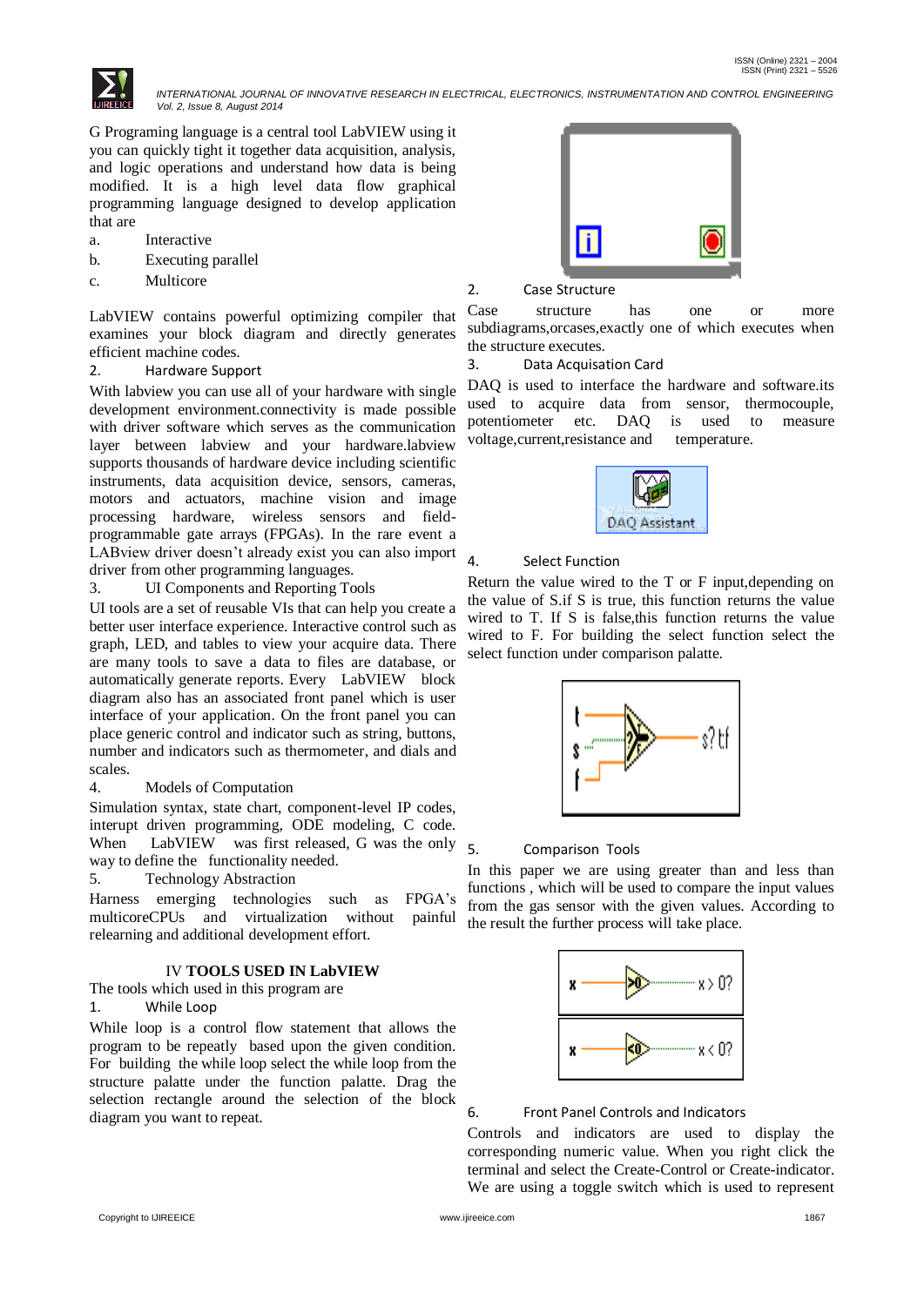G Programing language is a central tool LabVIEW using it you can quickly tight it together data acquisition, analysis, and logic operations and understand how data is being modified. It is a high level data flow graphical programming language designed to develop application that are

a. Interactive
b. Executing parallel
c. Multicore

LabVIEW contains powerful optimizing compiler that examines your block diagram and directly generates efficient machine codes.

2. Hardware Support

With labview you can use all of your hardware with single development environment.connectivity is made possible with driver software which serves as the communication layer between labview and your hardware.labview supports thousands of hardware device including scientific instruments, data acquisition device, sensors, cameras, motors and actuators, machine vision and image processing hardware, wireless sensors and field-programmable gate arrays (FPGAs). In the rare event a LABview driver doesn't already exist you can also import driver from other programming languages.

3. UI Components and Reporting Tools

UI tools are a set of reusable VIs that can help you create a better user interface experience. Interactive control such as graph, LED, and tables to view your acquire data. There are many tools to save a data to files are database, or automatically generate reports. Every LabVIEW block diagram also has an associated front panel which is user interface of your application. On the front panel you can place generic control and indicator such as string, buttons, number and indicators such as thermometer, and dials and scales.

4. Models of Computation

Simulation syntax, state chart, component-level IP codes, interupt driven programming, ODE modeling, C code. When LabVIEW was first released, G was the only way to define the functionality needed.

5. Technology Abstraction

Harness emerging technologies such as FPGA's multicoreCPUs and virtualization without painful relearning and additional development effort.

## IV **TOOLS USED IN LabVIEW**

The tools which used in this program are

1. While Loop

While loop is a control flow statement that allows the program to be repeatly based upon the given condition. For building the while loop select the while loop from the structure palatte under the function palatte. Drag the selection rectangle around the selection of the block diagram you want to repeat.

2. Case Structure

Case structure has one or more subdiagrams,orcases,exactly one of which executes when the structure executes.

3. Data Acquisation Card

DAQ is used to interface the hardware and software.its used to acquire data from sensor, thermocouple, potentiometer etc. DAQ is used to measure voltage,current,resistance and temperature.

4. Select Function

Return the value wired to the T or F input,depending on the value of S.if S is true, this function returns the value wired to T. If S is false,this function returns the value wired to F. For building the select function select the select function under comparison palatte.

5. Comparison Tools

In this paper we are using greater than and less than functions , which will be used to compare the input values from the gas sensor with the given values. According to the result the further process will take place.

6. Front Panel Controls and Indicators

Controls and indicators are used to display the corresponding numeric value. When you right click the terminal and select the Create-Control or Create-indicator. We are using a toggle switch which is used to represent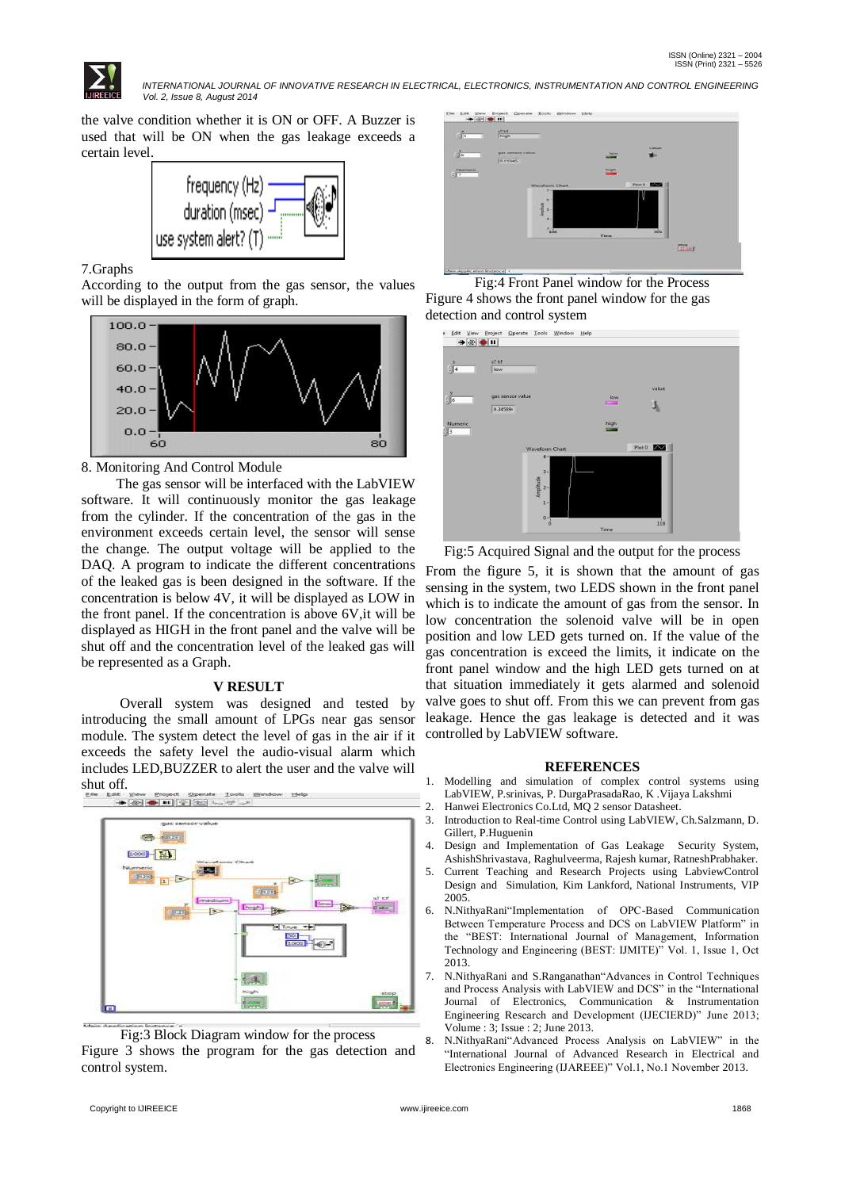the valve condition whether it is ON or OFF. A Buzzer is used that will be ON when the gas leakage exceeds a certain level.

frequency (Hz)
duration (msec)
use system alert? (T)

7.Graphs

According to the output from the gas sensor, the values will be displayed in the form of graph.

100.0
80.0
60.0
40.0
20.0
0.0
60
80

8. Monitoring And Control Module

The gas sensor will be interfaced with the LabVIEW software. It will continuously monitor the gas leakage from the cylinder. If the concentration of the gas in the environment exceeds certain level, the sensor will sense the change. The output voltage will be applied to the DAQ. A program to indicate the different concentrations of the leaked gas is been designed in the software. If the concentration is below 4V, it will be displayed as LOW in the front panel. If the concentration is above 6V,it will be displayed as HIGH in the front panel and the valve will be shut off and the concentration level of the leaked gas will be represented as a Graph.

## V RESULT

Overall system was designed and tested by introducing the small amount of LPGs near gas sensor module. The system detect the level of gas in the air if it exceeds the safety level the audio-visual alarm which includes LED,BUZZER to alert the user and the valve will shut off.

Fig:3 Block Diagram window for the process

Figure 3 shows the program for the gas detection and control system.

Fig:4 Front Panel window for the Process

Figure 4 shows the front panel window for the gas detection and control system

Fig:5 Acquired Signal and the output for the process

From the figure 5, it is shown that the amount of gas sensing in the system, two LEDS shown in the front panel which is to indicate the amount of gas from the sensor. In low concentration the solenoid valve will be in open position and low LED gets turned on. If the value of the gas concentration is exceed the limits, it indicate on the front panel window and the high LED gets turned on at that situation immediately it gets alarmed and solenoid valve goes to shut off. From this we can prevent from gas leakage. Hence the gas leakage is detected and it was controlled by LabVIEW software.

## REFERENCES

1. Modelling and simulation of complex control systems using LabVIEW, P.srinivas, P. DurgaPrasadaRao, K .Vijaya Lakshmi
2. Hanwei Electronics Co.Ltd, MQ 2 sensor Datasheet.
3. Introduction to Real-time Control using LabVIEW, Ch.Salzmann, D. Gillert, P.Huguenin
4. Design and Implementation of Gas Leakage Security System, AshishShrivastava, Raghulveerma, Rajesh kumar, RatneshPrabhaker.
5. Current Teaching and Research Projects using LabviewControl Design and Simulation, Kim Lankford, National Instruments, VIP 2005.
6. N.NithyaRani"Implementation of OPC-Based Communication Between Temperature Process and DCS on LabVIEW Platform" in the "BEST: International Journal of Management, Information Technology and Engineering (BEST: IJMITE)" Vol. 1, Issue 1, Oct 2013.
7. N.NithyaRani and S.Ranganathan"Advances in Control Techniques and Process Analysis with LabVIEW and DCS" in the "International Journal of Electronics, Communication & Instrumentation Engineering Research and Development (IJECIERD)" June 2013; Volume : 3; Issue : 2; June 2013.
8. N.NithyaRani"Advanced Process Analysis on LabVIEW" in the "International Journal of Advanced Research in Electrical and Electronics Engineering (IJAREEE)" Vol.1, No.1 November 2013.